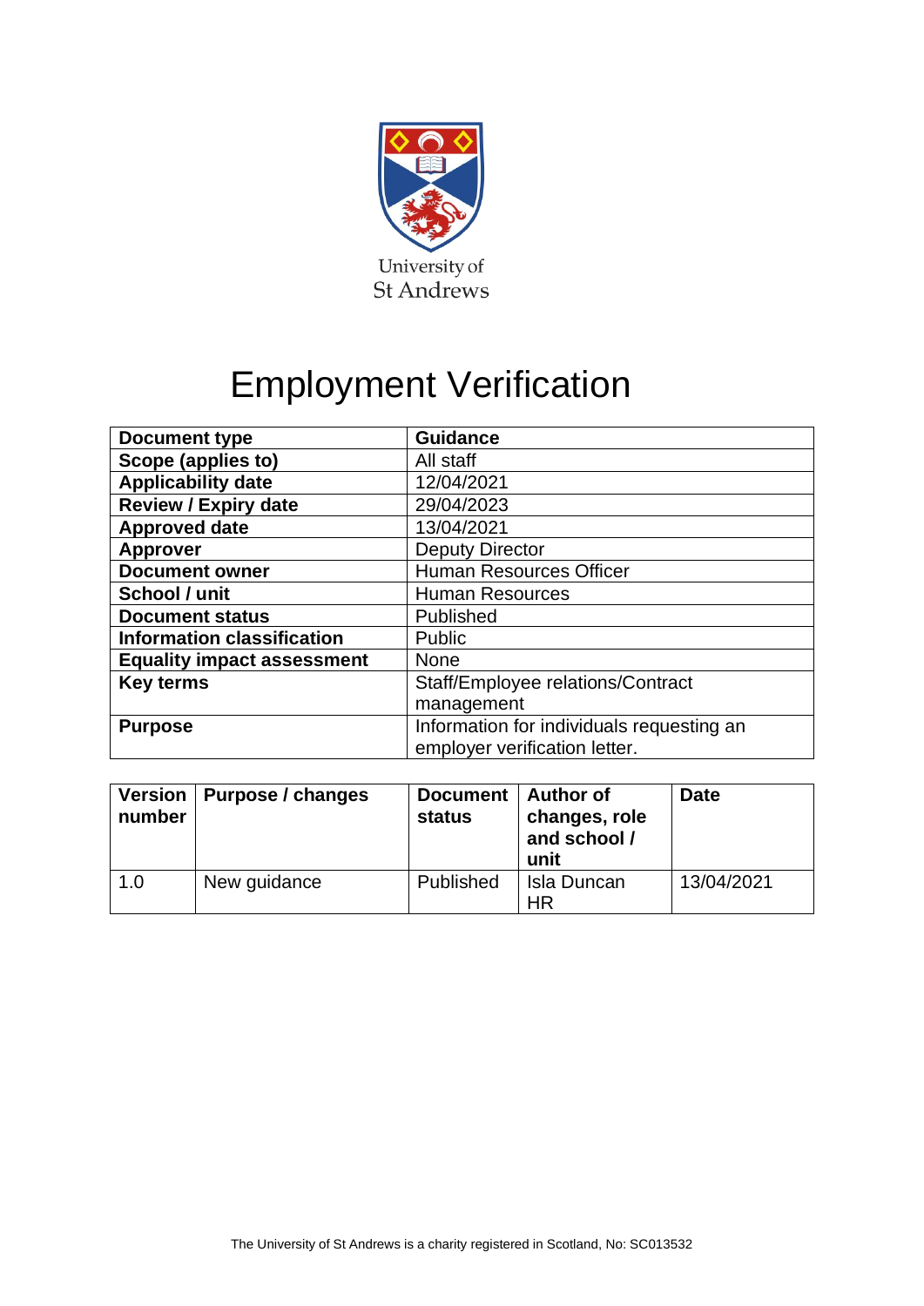University of St Andrews

# Employment Verification

| Document type | Guidance |
| --- | --- |
| Scope (applies to) | All staff |
| Applicability date | 12/04/2021 |
| Review / Expiry date | 29/04/2023 |
| Approved date | 13/04/2021 |
| Approver | Deputy Director |
| Document owner | Human Resources Officer |
| School / unit | Human Resources |
| Document status | Published |
| Information classification | Public |
| Equality impact assessment | None |
| Key terms | Staff/Employee relations/Contract management |
| Purpose | Information for individuals requesting an employer verification letter. |

| Version number | Purpose / changes | Document status | Author of changes, role and school / unit | Date |
| --- | --- | --- | --- | --- |
| 1.0 | New guidance | Published | Isla Duncan HR | 13/04/2021 |

The University of St Andrews is a charity registered in Scotland, No: SC013532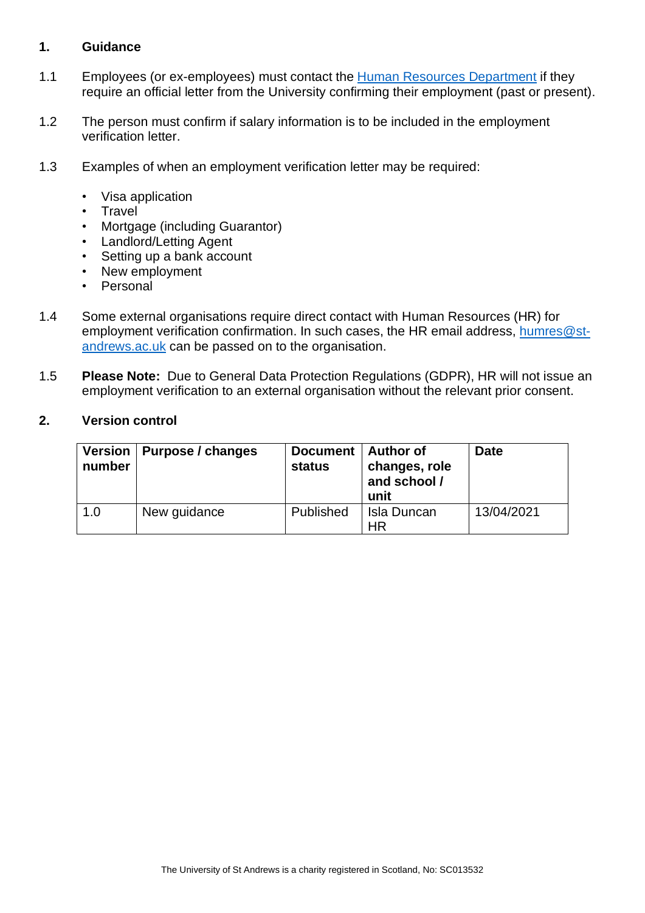## 1. Guidance

1.1 Employees (or ex-employees) must contact the Human Resources Department if they require an official letter from the University confirming their employment (past or present).

1.2 The person must confirm if salary information is to be included in the employment verification letter.

1.3 Examples of when an employment verification letter may be required:

- Visa application
- Travel
- Mortgage (including Guarantor)
- Landlord/Letting Agent
- Setting up a bank account
- New employment
- Personal

1.4 Some external organisations require direct contact with Human Resources (HR) for employment verification confirmation. In such cases, the HR email address, humres@st-andrews.ac.uk can be passed on to the organisation.

1.5 **Please Note:** Due to General Data Protection Regulations (GDPR), HR will not issue an employment verification to an external organisation without the relevant prior consent.

## 2. Version control

| Version number | Purpose / changes | Document status | Author of changes, role and school / unit | Date |
|---|---|---|---|---|
| 1.0 | New guidance | Published | Isla Duncan HR | 13/04/2021 |

The University of St Andrews is a charity registered in Scotland, No: SC013532